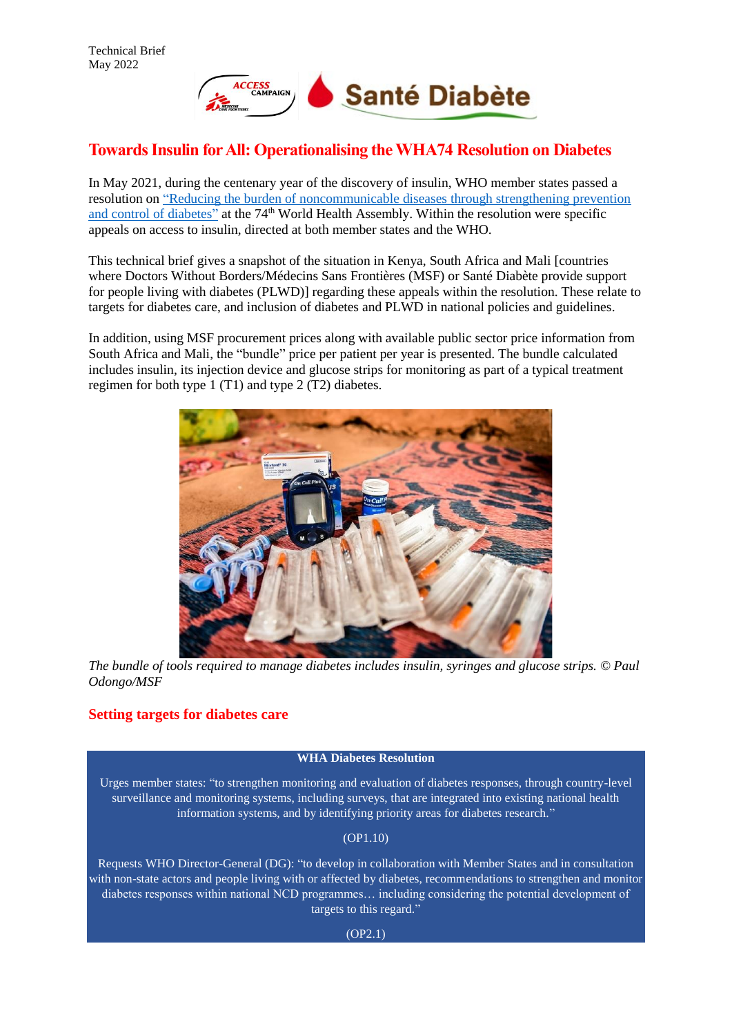Technical Brief
May 2022

# Towards Insulin for All: Operationalising the WHA74 Resolution on Diabetes

In May 2021, during the centenary year of the discovery of insulin, WHO member states passed a resolution on "Reducing the burden of noncommunicable diseases through strengthening prevention and control of diabetes" at the 74th World Health Assembly. Within the resolution were specific appeals on access to insulin, directed at both member states and the WHO.

This technical brief gives a snapshot of the situation in Kenya, South Africa and Mali [countries where Doctors Without Borders/Médecins Sans Frontières (MSF) or Santé Diabète provide support for people living with diabetes (PLWD)] regarding these appeals within the resolution. These relate to targets for diabetes care, and inclusion of diabetes and PLWD in national policies and guidelines.

In addition, using MSF procurement prices along with available public sector price information from South Africa and Mali, the "bundle" price per patient per year is presented. The bundle calculated includes insulin, its injection device and glucose strips for monitoring as part of a typical treatment regimen for both type 1 (T1) and type 2 (T2) diabetes.

*The bundle of tools required to manage diabetes includes insulin, syringes and glucose strips. © Paul Odongo/MSF*

## Setting targets for diabetes care

> **WHA Diabetes Resolution**
>
> Urges member states: "to strengthen monitoring and evaluation of diabetes responses, through country-level surveillance and monitoring systems, including surveys, that are integrated into existing national health information systems, and by identifying priority areas for diabetes research."
>
> (OP1.10)
>
> Requests WHO Director-General (DG): "to develop in collaboration with Member States and in consultation with non-state actors and people living with or affected by diabetes, recommendations to strengthen and monitor diabetes responses within national NCD programmes… including considering the potential development of targets to this regard."
>
> (OP2.1)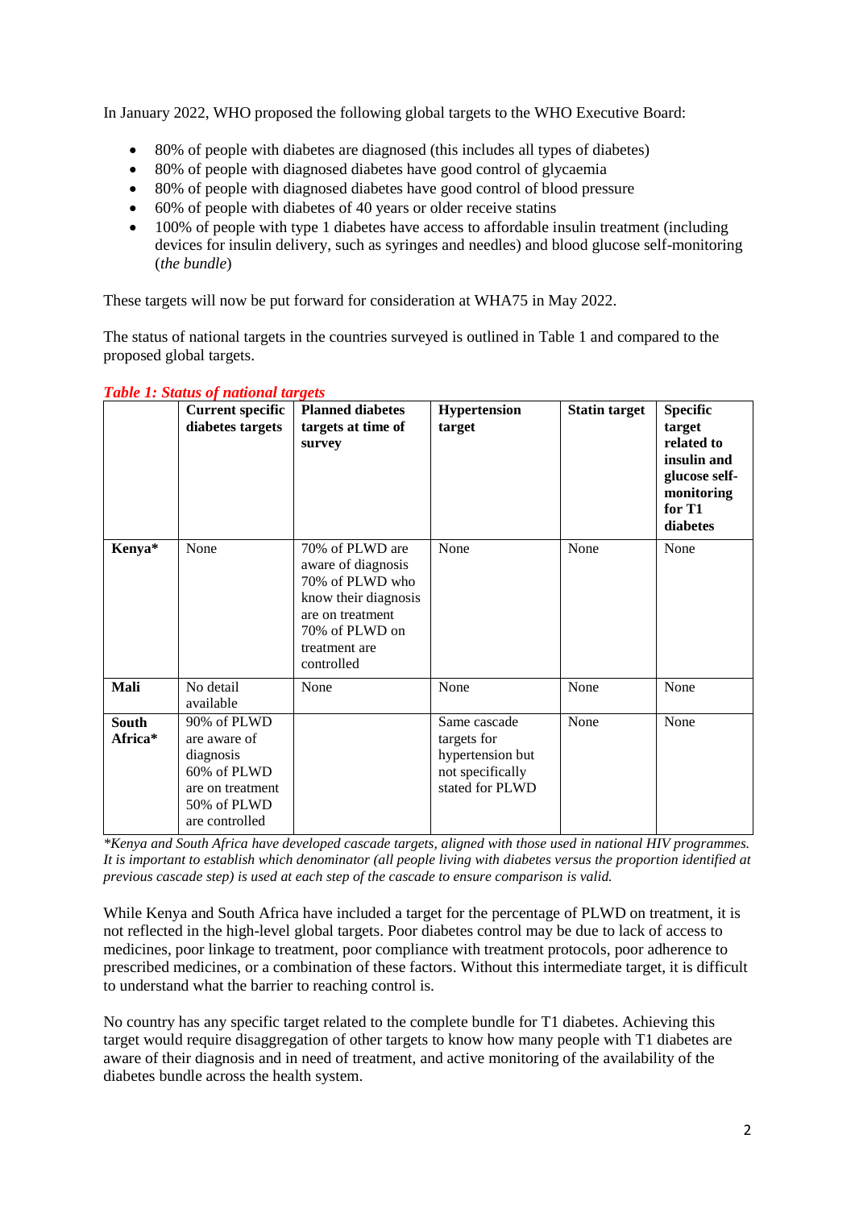In January 2022, WHO proposed the following global targets to the WHO Executive Board:

- 80% of people with diabetes are diagnosed (this includes all types of diabetes)
- 80% of people with diagnosed diabetes have good control of glycaemia
- 80% of people with diagnosed diabetes have good control of blood pressure
- 60% of people with diabetes of 40 years or older receive statins
- 100% of people with type 1 diabetes have access to affordable insulin treatment (including devices for insulin delivery, such as syringes and needles) and blood glucose self-monitoring (*the bundle*)

These targets will now be put forward for consideration at WHA75 in May 2022.

The status of national targets in the countries surveyed is outlined in Table 1 and compared to the proposed global targets.

***Table 1: Status of national targets***

| | **Current specific diabetes targets** | **Planned diabetes targets at time of survey** | **Hypertension target** | **Statin target** | **Specific target related to insulin and glucose self-monitoring for T1 diabetes** |
|---|---|---|---|---|---|
| **Kenya*** | None | 70% of PLWD are aware of diagnosis<br>70% of PLWD who know their diagnosis are on treatment<br>70% of PLWD on treatment are controlled | None | None | None |
| **Mali** | No detail available | None | None | None | None |
| **South Africa*** | 90% of PLWD are aware of diagnosis<br>60% of PLWD are on treatment<br>50% of PLWD are controlled | | Same cascade targets for hypertension but not specifically stated for PLWD | None | None |

**Kenya and South Africa have developed cascade targets, aligned with those used in national HIV programmes. It is important to establish which denominator (all people living with diabetes versus the proportion identified at previous cascade step) is used at each step of the cascade to ensure comparison is valid.*

While Kenya and South Africa have included a target for the percentage of PLWD on treatment, it is not reflected in the high-level global targets. Poor diabetes control may be due to lack of access to medicines, poor linkage to treatment, poor compliance with treatment protocols, poor adherence to prescribed medicines, or a combination of these factors. Without this intermediate target, it is difficult to understand what the barrier to reaching control is.

No country has any specific target related to the complete bundle for T1 diabetes. Achieving this target would require disaggregation of other targets to know how many people with T1 diabetes are aware of their diagnosis and in need of treatment, and active monitoring of the availability of the diabetes bundle across the health system.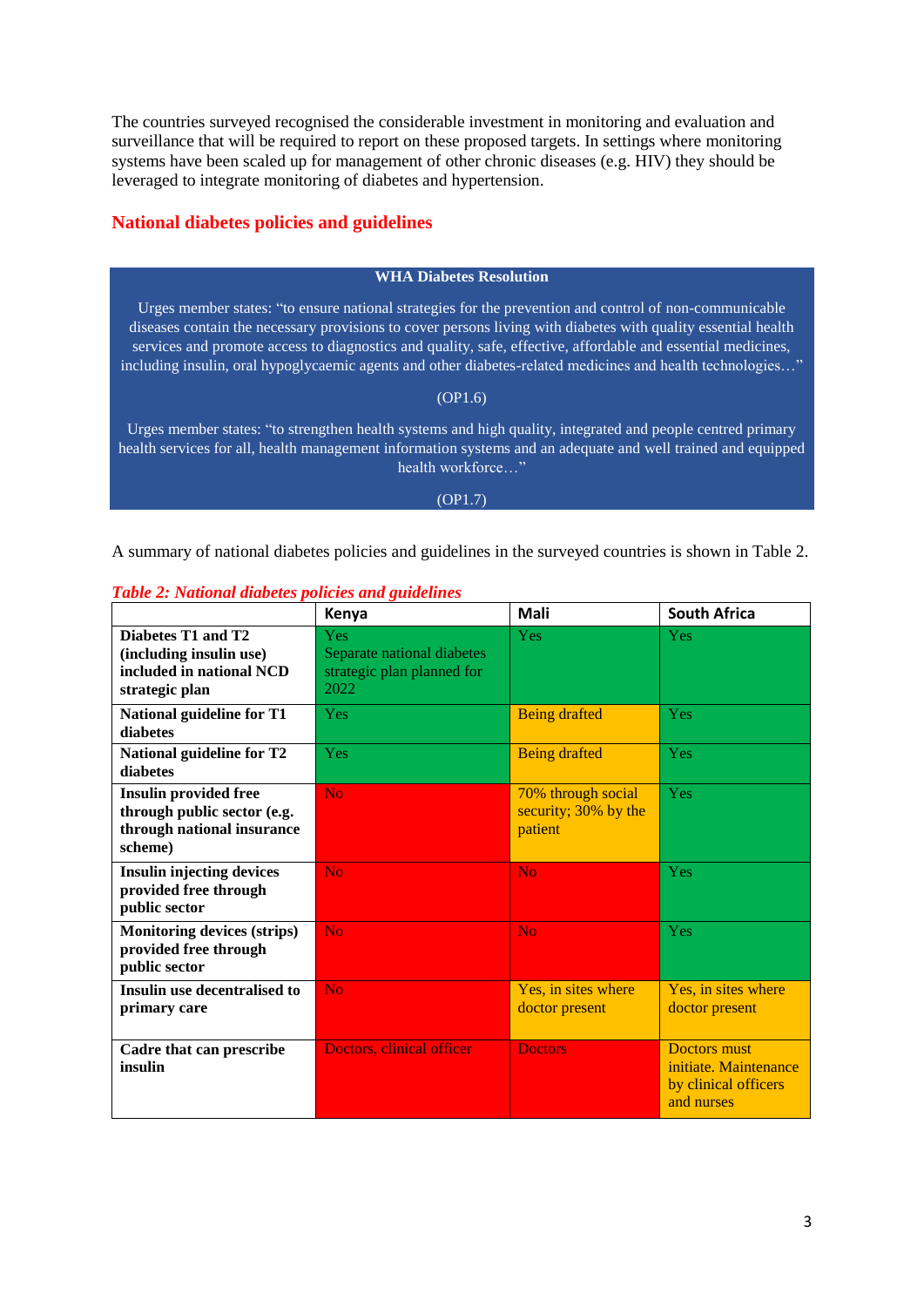The countries surveyed recognised the considerable investment in monitoring and evaluation and surveillance that will be required to report on these proposed targets. In settings where monitoring systems have been scaled up for management of other chronic diseases (e.g. HIV) they should be leveraged to integrate monitoring of diabetes and hypertension.

## National diabetes policies and guidelines

**WHA Diabetes Resolution**

Urges member states: "to ensure national strategies for the prevention and control of non-communicable diseases contain the necessary provisions to cover persons living with diabetes with quality essential health services and promote access to diagnostics and quality, safe, effective, affordable and essential medicines, including insulin, oral hypoglycaemic agents and other diabetes-related medicines and health technologies…"

(OP1.6)

Urges member states: "to strengthen health systems and high quality, integrated and people centred primary health services for all, health management information systems and an adequate and well trained and equipped health workforce…"

(OP1.7)

A summary of national diabetes policies and guidelines in the surveyed countries is shown in Table 2.

*Table 2: National diabetes policies and guidelines*

| | Kenya | Mali | South Africa |
|---|---|---|---|
| **Diabetes T1 and T2 (including insulin use) included in national NCD strategic plan** | Yes Separate national diabetes strategic plan planned for 2022 | Yes | Yes |
| **National guideline for T1 diabetes** | Yes | Being drafted | Yes |
| **National guideline for T2 diabetes** | Yes | Being drafted | Yes |
| **Insulin provided free through public sector (e.g. through national insurance scheme)** | No | 70% through social security; 30% by the patient | Yes |
| **Insulin injecting devices provided free through public sector** | No | No | Yes |
| **Monitoring devices (strips) provided free through public sector** | No | No | Yes |
| **Insulin use decentralised to primary care** | No | Yes, in sites where doctor present | Yes, in sites where doctor present |
| **Cadre that can prescribe insulin** | Doctors, clinical officer | Doctors | Doctors must initiate. Maintenance by clinical officers and nurses |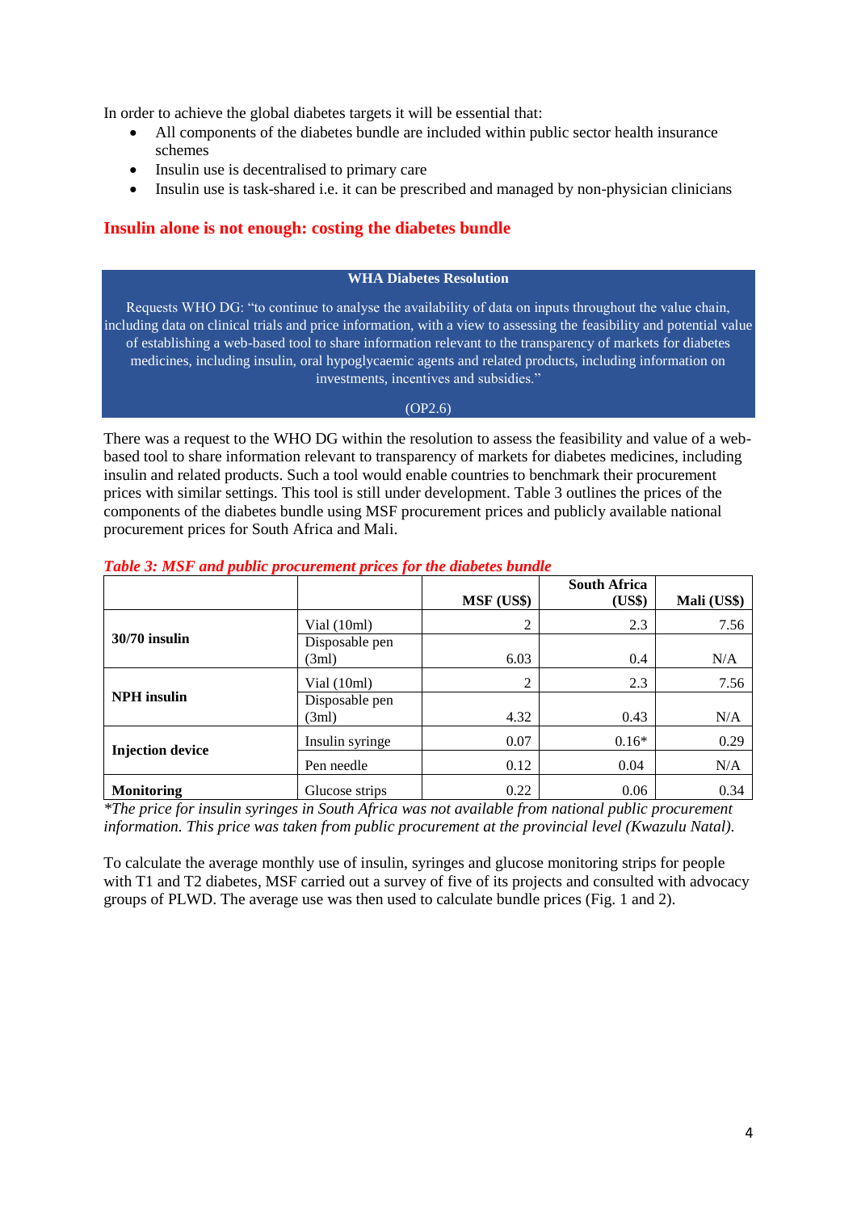In order to achieve the global diabetes targets it will be essential that:

- All components of the diabetes bundle are included within public sector health insurance schemes
- Insulin use is decentralised to primary care
- Insulin use is task-shared i.e. it can be prescribed and managed by non-physician clinicians

## Insulin alone is not enough: costing the diabetes bundle

**WHA Diabetes Resolution**

Requests WHO DG: "to continue to analyse the availability of data on inputs throughout the value chain, including data on clinical trials and price information, with a view to assessing the feasibility and potential value of establishing a web-based tool to share information relevant to the transparency of markets for diabetes medicines, including insulin, oral hypoglycaemic agents and related products, including information on investments, incentives and subsidies."

(OP2.6)

There was a request to the WHO DG within the resolution to assess the feasibility and value of a web-based tool to share information relevant to transparency of markets for diabetes medicines, including insulin and related products. Such a tool would enable countries to benchmark their procurement prices with similar settings. This tool is still under development. Table 3 outlines the prices of the components of the diabetes bundle using MSF procurement prices and publicly available national procurement prices for South Africa and Mali.

*Table 3: MSF and public procurement prices for the diabetes bundle*

| | | MSF (US$) | South Africa (US$) | Mali (US$) |
|---|---|---|---|---|
| **30/70 insulin** | Vial (10ml) | 2 | 2.3 | 7.56 |
| | Disposable pen (3ml) | 6.03 | 0.4 | N/A |
| **NPH insulin** | Vial (10ml) | 2 | 2.3 | 7.56 |
| | Disposable pen (3ml) | 4.32 | 0.43 | N/A |
| **Injection device** | Insulin syringe | 0.07 | 0.16* | 0.29 |
| | Pen needle | 0.12 | 0.04 | N/A |
| **Monitoring** | Glucose strips | 0.22 | 0.06 | 0.34 |

*\*The price for insulin syringes in South Africa was not available from national public procurement information. This price was taken from public procurement at the provincial level (Kwazulu Natal).*

To calculate the average monthly use of insulin, syringes and glucose monitoring strips for people with T1 and T2 diabetes, MSF carried out a survey of five of its projects and consulted with advocacy groups of PLWD. The average use was then used to calculate bundle prices (Fig. 1 and 2).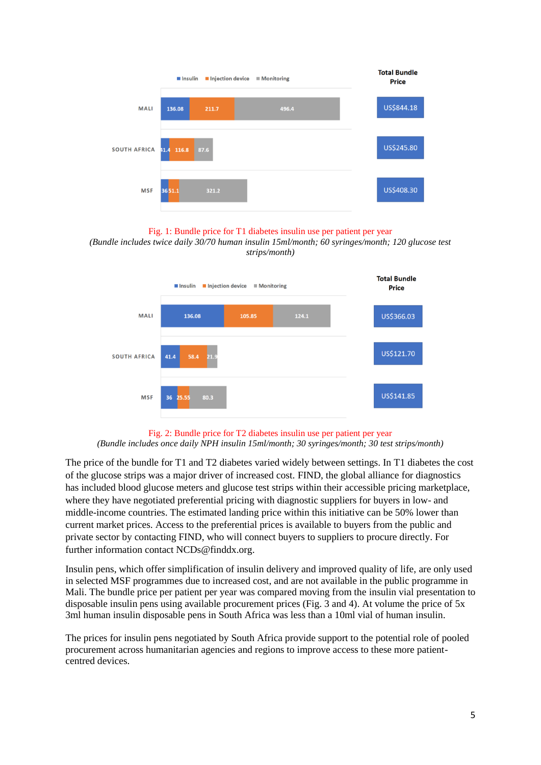| | Insulin | Injection device | Monitoring | Total Bundle Price |
|---|---|---|---|---|
| MALI | 136.08 | 211.7 | 496.4 | US$844.18 |
| SOUTH AFRICA | 41.4 | 116.8 | 87.6 | US$245.80 |
| MSF | 36 | 51.1 | 321.2 | US$408.30 |

Fig. 1: Bundle price for T1 diabetes insulin use per patient per year
*(Bundle includes twice daily 30/70 human insulin 15ml/month; 60 syringes/month; 120 glucose test strips/month)*

| | Insulin | Injection device | Monitoring | Total Bundle Price |
|---|---|---|---|---|
| MALI | 136.08 | 105.85 | 124.1 | US$366.03 |
| SOUTH AFRICA | 41.4 | 58.4 | 21.9 | US$121.70 |
| MSF | 36 | 25.55 | 80.3 | US$141.85 |

Fig. 2: Bundle price for T2 diabetes insulin use per patient per year
*(Bundle includes once daily NPH insulin 15ml/month; 30 syringes/month; 30 test strips/month)*

The price of the bundle for T1 and T2 diabetes varied widely between settings. In T1 diabetes the cost of the glucose strips was a major driver of increased cost. FIND, the global alliance for diagnostics has included blood glucose meters and glucose test strips within their accessible pricing marketplace, where they have negotiated preferential pricing with diagnostic suppliers for buyers in low- and middle-income countries. The estimated landing price within this initiative can be 50% lower than current market prices. Access to the preferential prices is available to buyers from the public and private sector by contacting FIND, who will connect buyers to suppliers to procure directly. For further information contact NCDs@finddx.org.

Insulin pens, which offer simplification of insulin delivery and improved quality of life, are only used in selected MSF programmes due to increased cost, and are not available in the public programme in Mali. The bundle price per patient per year was compared moving from the insulin vial presentation to disposable insulin pens using available procurement prices (Fig. 3 and 4). At volume the price of 5x 3ml human insulin disposable pens in South Africa was less than a 10ml vial of human insulin.

The prices for insulin pens negotiated by South Africa provide support to the potential role of pooled procurement across humanitarian agencies and regions to improve access to these more patient-centred devices.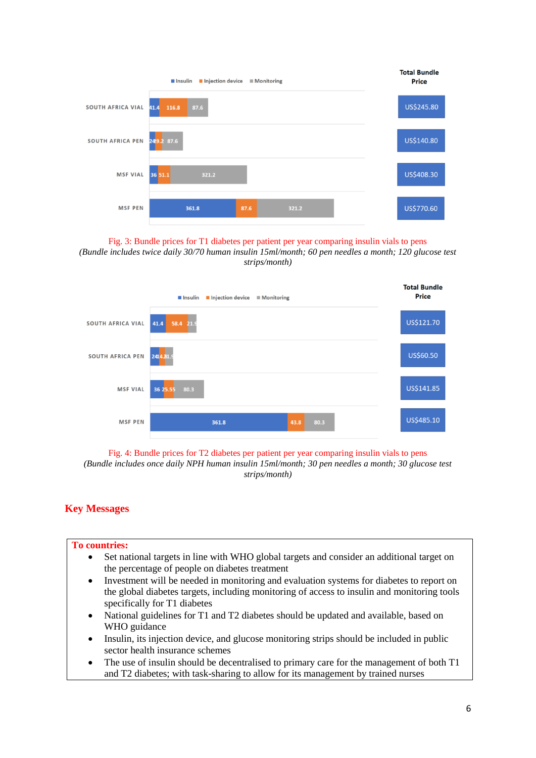| | Insulin | Injection device | Monitoring | Total Bundle Price |
|---|---|---|---|---|
| SOUTH AFRICA VIAL | 41.4 | 116.8 | 87.6 | US$245.80 |
| SOUTH AFRICA PEN | 24 | 29.2 | 87.6 | US$140.80 |
| MSF VIAL | 36 | 51.1 | 321.2 | US$408.30 |
| MSF PEN | 361.8 | 87.6 | 321.2 | US$770.60 |

Fig. 3: Bundle prices for T1 diabetes per patient per year comparing insulin vials to pens

*(Bundle includes twice daily 30/70 human insulin 15ml/month; 60 pen needles a month; 120 glucose test strips/month)*

| | Insulin | Injection device | Monitoring | Total Bundle Price |
|---|---|---|---|---|
| SOUTH AFRICA VIAL | 41.4 | 58.4 | 21.9 | US$121.70 |
| SOUTH AFRICA PEN | 24 | 14.6 | 21.9 | US$60.50 |
| MSF VIAL | 36 | 25.55 | 80.3 | US$141.85 |
| MSF PEN | 361.8 | 43.8 | 80.3 | US$485.10 |

Fig. 4: Bundle prices for T2 diabetes per patient per year comparing insulin vials to pens

*(Bundle includes once daily NPH human insulin 15ml/month; 30 pen needles a month; 30 glucose test strips/month)*

## Key Messages

**To countries:**

- Set national targets in line with WHO global targets and consider an additional target on the percentage of people on diabetes treatment
- Investment will be needed in monitoring and evaluation systems for diabetes to report on the global diabetes targets, including monitoring of access to insulin and monitoring tools specifically for T1 diabetes
- National guidelines for T1 and T2 diabetes should be updated and available, based on WHO guidance
- Insulin, its injection device, and glucose monitoring strips should be included in public sector health insurance schemes
- The use of insulin should be decentralised to primary care for the management of both T1 and T2 diabetes; with task-sharing to allow for its management by trained nurses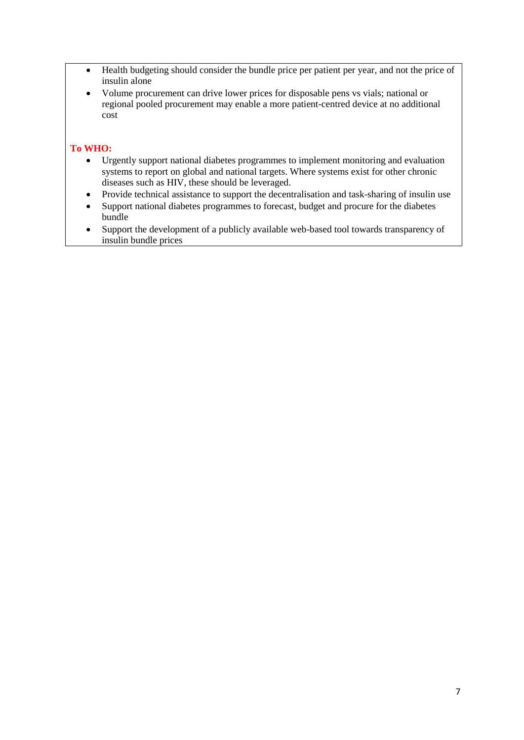- Health budgeting should consider the bundle price per patient per year, and not the price of insulin alone
- Volume procurement can drive lower prices for disposable pens vs vials; national or regional pooled procurement may enable a more patient-centred device at no additional cost

**To WHO:**

- Urgently support national diabetes programmes to implement monitoring and evaluation systems to report on global and national targets. Where systems exist for other chronic diseases such as HIV, these should be leveraged.
- Provide technical assistance to support the decentralisation and task-sharing of insulin use
- Support national diabetes programmes to forecast, budget and procure for the diabetes bundle
- Support the development of a publicly available web-based tool towards transparency of insulin bundle prices